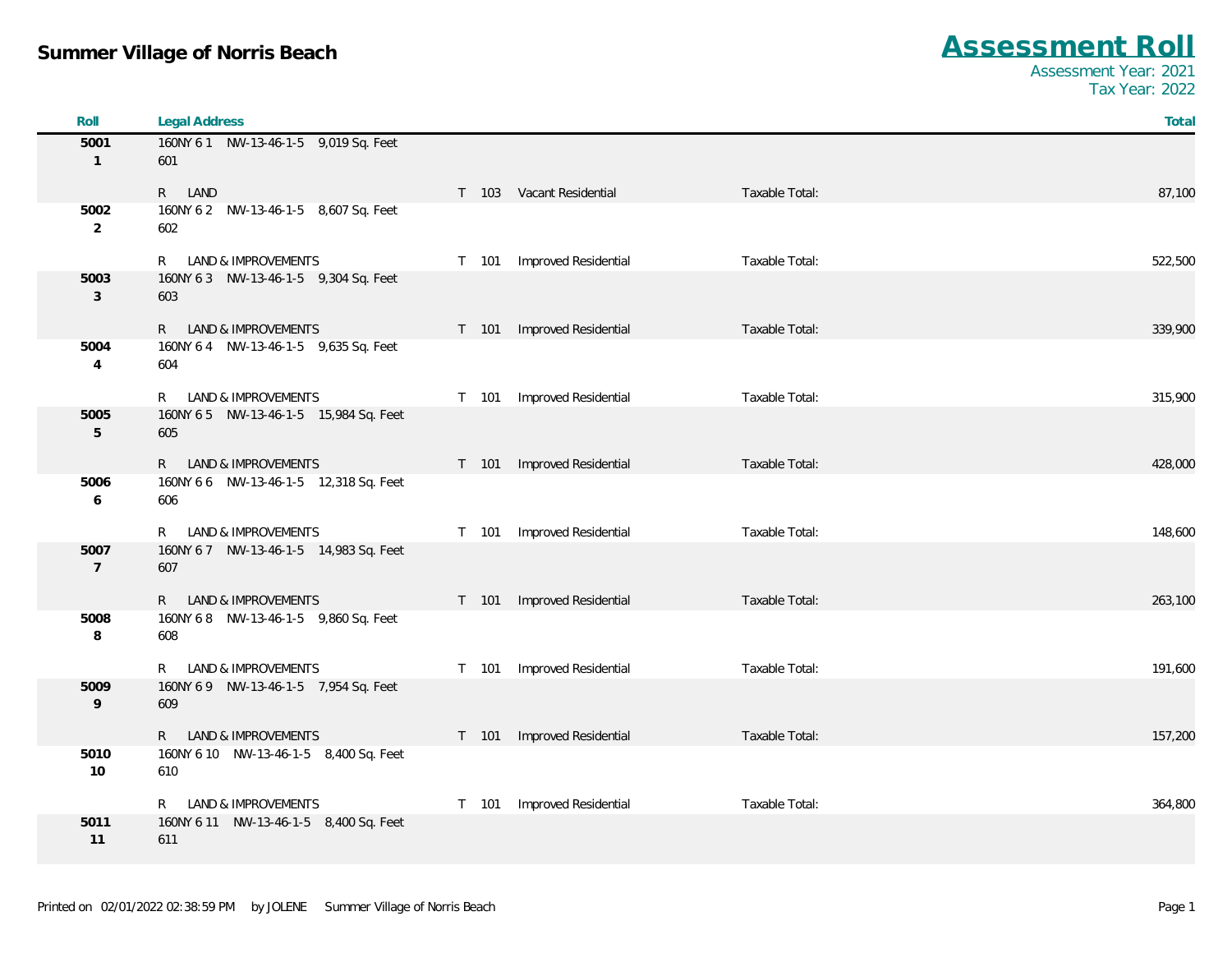# Summer Village of Norris Beach

## Assessment Roll

Assessment Year: 2021
Tax Year: 2022

| Roll | Legal Address | | | | Total |
|---|---|---|---|---|---|
| 5001<br>1 | 160NY 6 1 NW-13-46-1-5 9,019 Sq. Feet<br>601 | | | | |
| | R LAND | T 103 | Vacant Residential | Taxable Total: | 87,100 |
| 5002<br>2 | 160NY 6 2 NW-13-46-1-5 8,607 Sq. Feet<br>602 | | | | |
| | R LAND & IMPROVEMENTS | T 101 | Improved Residential | Taxable Total: | 522,500 |
| 5003<br>3 | 160NY 6 3 NW-13-46-1-5 9,304 Sq. Feet<br>603 | | | | |
| | R LAND & IMPROVEMENTS | T 101 | Improved Residential | Taxable Total: | 339,900 |
| 5004<br>4 | 160NY 6 4 NW-13-46-1-5 9,635 Sq. Feet<br>604 | | | | |
| | R LAND & IMPROVEMENTS | T 101 | Improved Residential | Taxable Total: | 315,900 |
| 5005<br>5 | 160NY 6 5 NW-13-46-1-5 15,984 Sq. Feet<br>605 | | | | |
| | R LAND & IMPROVEMENTS | T 101 | Improved Residential | Taxable Total: | 428,000 |
| 5006<br>6 | 160NY 6 6 NW-13-46-1-5 12,318 Sq. Feet<br>606 | | | | |
| | R LAND & IMPROVEMENTS | T 101 | Improved Residential | Taxable Total: | 148,600 |
| 5007<br>7 | 160NY 6 7 NW-13-46-1-5 14,983 Sq. Feet<br>607 | | | | |
| | R LAND & IMPROVEMENTS | T 101 | Improved Residential | Taxable Total: | 263,100 |
| 5008<br>8 | 160NY 6 8 NW-13-46-1-5 9,860 Sq. Feet<br>608 | | | | |
| | R LAND & IMPROVEMENTS | T 101 | Improved Residential | Taxable Total: | 191,600 |
| 5009<br>9 | 160NY 6 9 NW-13-46-1-5 7,954 Sq. Feet<br>609 | | | | |
| | R LAND & IMPROVEMENTS | T 101 | Improved Residential | Taxable Total: | 157,200 |
| 5010<br>10 | 160NY 6 10 NW-13-46-1-5 8,400 Sq. Feet<br>610 | | | | |
| | R LAND & IMPROVEMENTS | T 101 | Improved Residential | Taxable Total: | 364,800 |
| 5011<br>11 | 160NY 6 11 NW-13-46-1-5 8,400 Sq. Feet<br>611 | | | | |

Printed on 02/01/2022 02:38:59 PM by JOLENE Summer Village of Norris Beach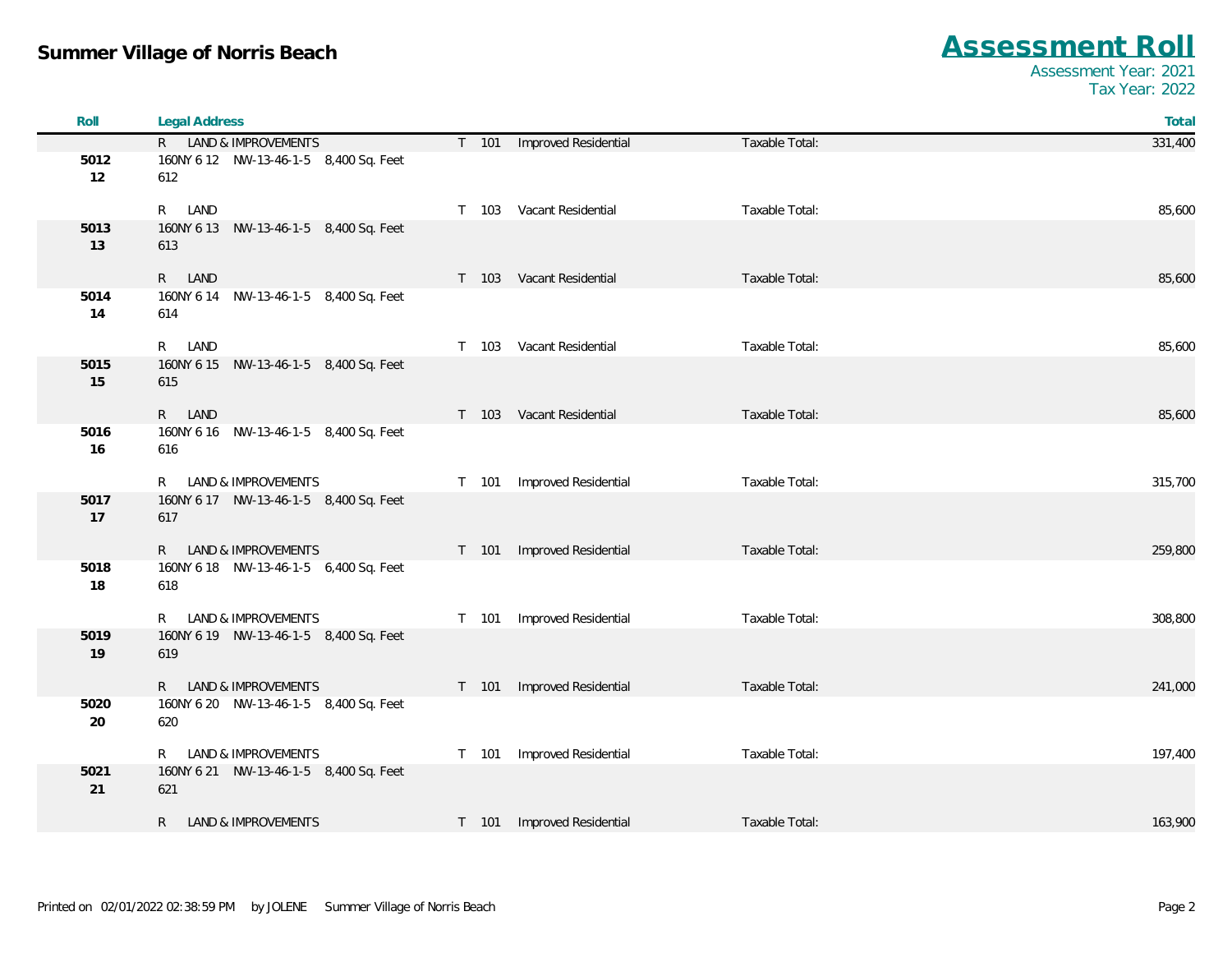**Summer Village of Norris Beach**

# Assessment Roll

Assessment Year: 2021
Tax Year: 2022

| Roll | Legal Address | | | | Total |
|---|---|---|---|---|---|
| | R LAND & IMPROVEMENTS | T 101 | Improved Residential | Taxable Total: | 331,400 |
| 5012 12 | 160NY 6 12 NW-13-46-1-5 8,400 Sq. Feet 612 | | | | |
| | R LAND | T 103 | Vacant Residential | Taxable Total: | 85,600 |
| 5013 13 | 160NY 6 13 NW-13-46-1-5 8,400 Sq. Feet 613 | | | | |
| | R LAND | T 103 | Vacant Residential | Taxable Total: | 85,600 |
| 5014 14 | 160NY 6 14 NW-13-46-1-5 8,400 Sq. Feet 614 | | | | |
| | R LAND | T 103 | Vacant Residential | Taxable Total: | 85,600 |
| 5015 15 | 160NY 6 15 NW-13-46-1-5 8,400 Sq. Feet 615 | | | | |
| | R LAND | T 103 | Vacant Residential | Taxable Total: | 85,600 |
| 5016 16 | 160NY 6 16 NW-13-46-1-5 8,400 Sq. Feet 616 | | | | |
| | R LAND & IMPROVEMENTS | T 101 | Improved Residential | Taxable Total: | 315,700 |
| 5017 17 | 160NY 6 17 NW-13-46-1-5 8,400 Sq. Feet 617 | | | | |
| | R LAND & IMPROVEMENTS | T 101 | Improved Residential | Taxable Total: | 259,800 |
| 5018 18 | 160NY 6 18 NW-13-46-1-5 6,400 Sq. Feet 618 | | | | |
| | R LAND & IMPROVEMENTS | T 101 | Improved Residential | Taxable Total: | 308,800 |
| 5019 19 | 160NY 6 19 NW-13-46-1-5 8,400 Sq. Feet 619 | | | | |
| | R LAND & IMPROVEMENTS | T 101 | Improved Residential | Taxable Total: | 241,000 |
| 5020 20 | 160NY 6 20 NW-13-46-1-5 8,400 Sq. Feet 620 | | | | |
| | R LAND & IMPROVEMENTS | T 101 | Improved Residential | Taxable Total: | 197,400 |
| 5021 21 | 160NY 6 21 NW-13-46-1-5 8,400 Sq. Feet 621 | | | | |
| | R LAND & IMPROVEMENTS | T 101 | Improved Residential | Taxable Total: | 163,900 |

Printed on 02/01/2022 02:38:59 PM by JOLENE Summer Village of Norris Beach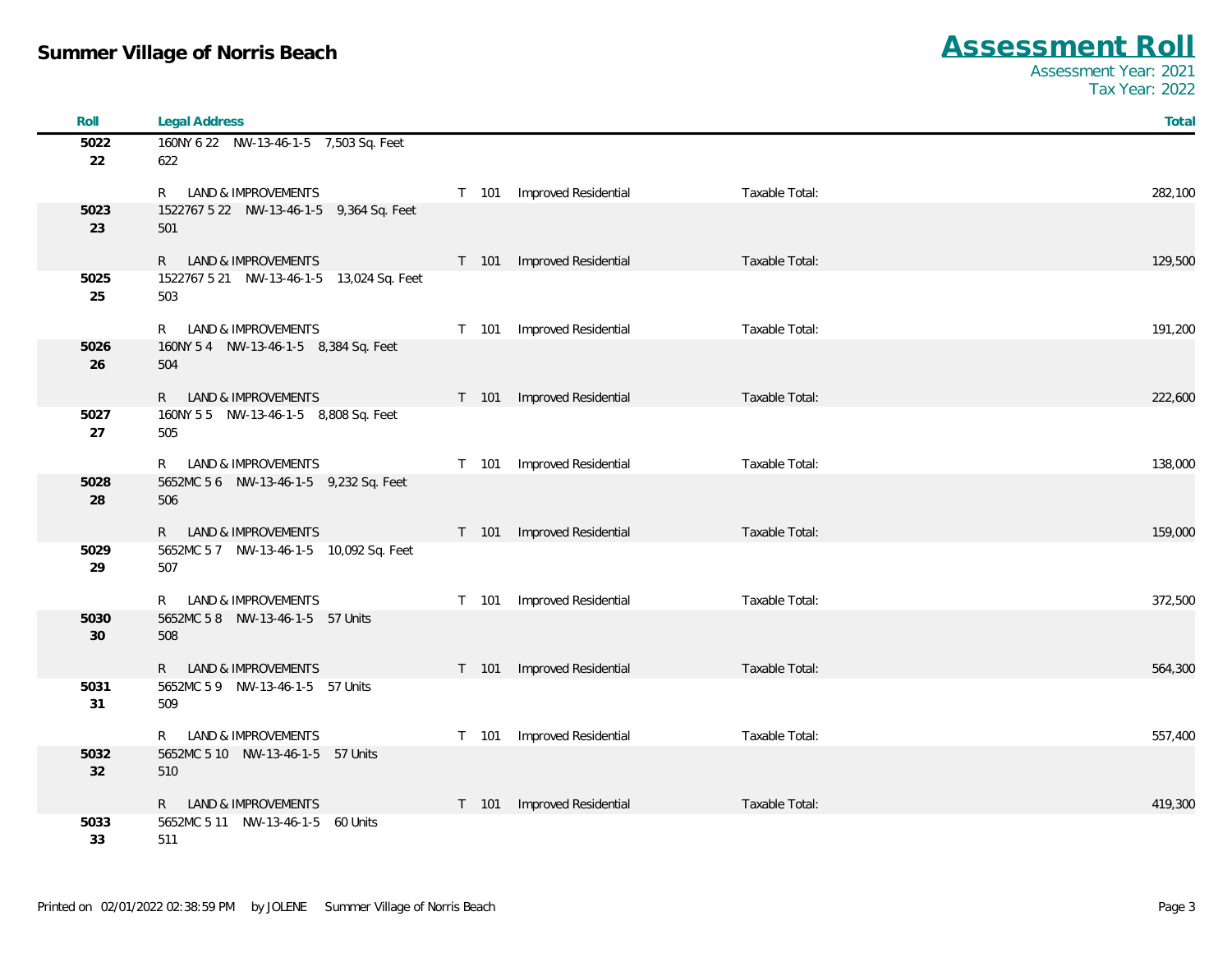**Summary Village of Norris Beach**

# Assessment Roll

Assessment Year: 2021
Tax Year: 2022

| Roll | Legal Address | | | | Total |
|---|---|---|---|---|---|
| **5022** **22** | 160NY 6 22 NW-13-46-1-5 7,503 Sq. Feet 622 | | | | |
| | R LAND & IMPROVEMENTS | T 101 | Improved Residential | Taxable Total: | 282,100 |
| **5023** **23** | 1522767 5 22 NW-13-46-1-5 9,364 Sq. Feet 501 | | | | |
| | R LAND & IMPROVEMENTS | T 101 | Improved Residential | Taxable Total: | 129,500 |
| **5025** **25** | 1522767 5 21 NW-13-46-1-5 13,024 Sq. Feet 503 | | | | |
| | R LAND & IMPROVEMENTS | T 101 | Improved Residential | Taxable Total: | 191,200 |
| **5026** **26** | 160NY 5 4 NW-13-46-1-5 8,384 Sq. Feet 504 | | | | |
| | R LAND & IMPROVEMENTS | T 101 | Improved Residential | Taxable Total: | 222,600 |
| **5027** **27** | 160NY 5 5 NW-13-46-1-5 8,808 Sq. Feet 505 | | | | |
| | R LAND & IMPROVEMENTS | T 101 | Improved Residential | Taxable Total: | 138,000 |
| **5028** **28** | 5652MC 5 6 NW-13-46-1-5 9,232 Sq. Feet 506 | | | | |
| | R LAND & IMPROVEMENTS | T 101 | Improved Residential | Taxable Total: | 159,000 |
| **5029** **29** | 5652MC 5 7 NW-13-46-1-5 10,092 Sq. Feet 507 | | | | |
| | R LAND & IMPROVEMENTS | T 101 | Improved Residential | Taxable Total: | 372,500 |
| **5030** **30** | 5652MC 5 8 NW-13-46-1-5 57 Units 508 | | | | |
| | R LAND & IMPROVEMENTS | T 101 | Improved Residential | Taxable Total: | 564,300 |
| **5031** **31** | 5652MC 5 9 NW-13-46-1-5 57 Units 509 | | | | |
| | R LAND & IMPROVEMENTS | T 101 | Improved Residential | Taxable Total: | 557,400 |
| **5032** **32** | 5652MC 5 10 NW-13-46-1-5 57 Units 510 | | | | |
| | R LAND & IMPROVEMENTS | T 101 | Improved Residential | Taxable Total: | 419,300 |
| **5033** **33** | 5652MC 5 11 NW-13-46-1-5 60 Units 511 | | | | |

Printed on 02/01/2022 02:38:59 PM by JOLENE Summer Village of Norris Beach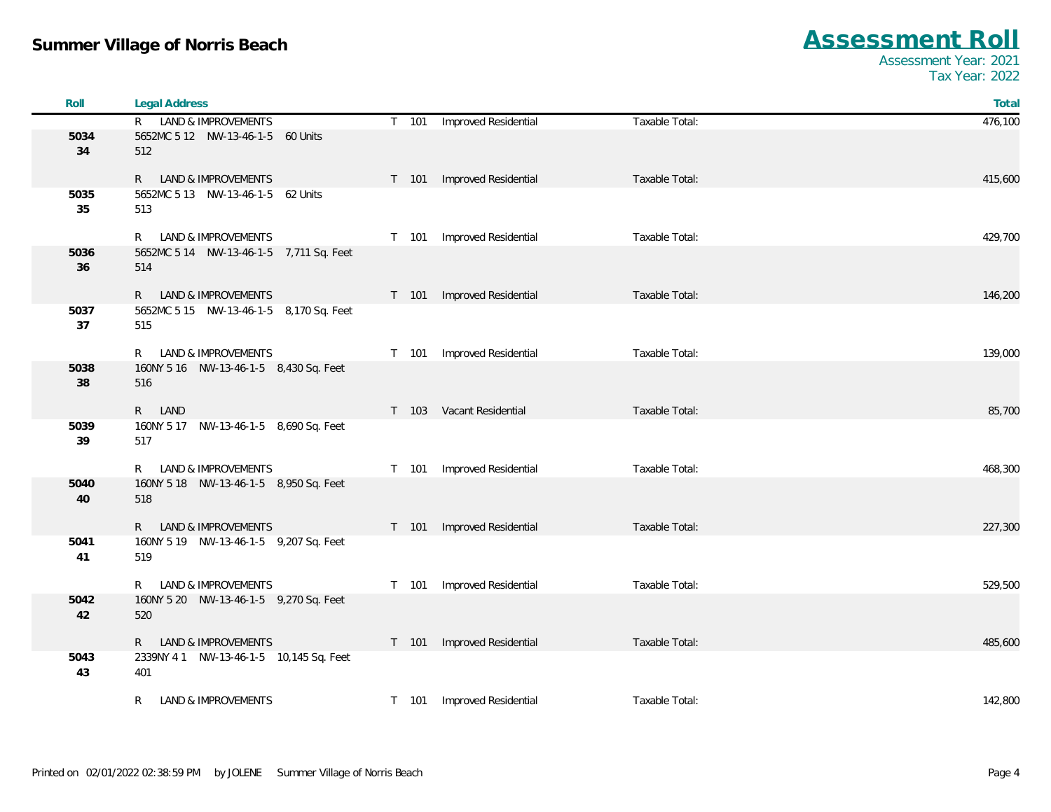## Summer Village of Norris Beach

# Assessment Roll

Assessment Year: 2021
Tax Year: 2022

| Roll | Legal Address | | | | Total |
|---|---|---|---|---|---|
| | R LAND & IMPROVEMENTS | T 101 | Improved Residential | Taxable Total: | 476,100 |
| 5034<br>34 | 5652MC 5 12 NW-13-46-1-5 60 Units<br>512 | | | | |
| | R LAND & IMPROVEMENTS | T 101 | Improved Residential | Taxable Total: | 415,600 |
| 5035<br>35 | 5652MC 5 13 NW-13-46-1-5 62 Units<br>513 | | | | |
| | R LAND & IMPROVEMENTS | T 101 | Improved Residential | Taxable Total: | 429,700 |
| 5036<br>36 | 5652MC 5 14 NW-13-46-1-5 7,711 Sq. Feet<br>514 | | | | |
| | R LAND & IMPROVEMENTS | T 101 | Improved Residential | Taxable Total: | 146,200 |
| 5037<br>37 | 5652MC 5 15 NW-13-46-1-5 8,170 Sq. Feet<br>515 | | | | |
| | R LAND & IMPROVEMENTS | T 101 | Improved Residential | Taxable Total: | 139,000 |
| 5038<br>38 | 160NY 5 16 NW-13-46-1-5 8,430 Sq. Feet<br>516 | | | | |
| | R LAND | T 103 | Vacant Residential | Taxable Total: | 85,700 |
| 5039<br>39 | 160NY 5 17 NW-13-46-1-5 8,690 Sq. Feet<br>517 | | | | |
| | R LAND & IMPROVEMENTS | T 101 | Improved Residential | Taxable Total: | 468,300 |
| 5040<br>40 | 160NY 5 18 NW-13-46-1-5 8,950 Sq. Feet<br>518 | | | | |
| | R LAND & IMPROVEMENTS | T 101 | Improved Residential | Taxable Total: | 227,300 |
| 5041<br>41 | 160NY 5 19 NW-13-46-1-5 9,207 Sq. Feet<br>519 | | | | |
| | R LAND & IMPROVEMENTS | T 101 | Improved Residential | Taxable Total: | 529,500 |
| 5042<br>42 | 160NY 5 20 NW-13-46-1-5 9,270 Sq. Feet<br>520 | | | | |
| | R LAND & IMPROVEMENTS | T 101 | Improved Residential | Taxable Total: | 485,600 |
| 5043<br>43 | 2339NY 4 1 NW-13-46-1-5 10,145 Sq. Feet<br>401 | | | | |
| | R LAND & IMPROVEMENTS | T 101 | Improved Residential | Taxable Total: | 142,800 |

Printed on 02/01/2022 02:38:59 PM by JOLENE Summer Village of Norris Beach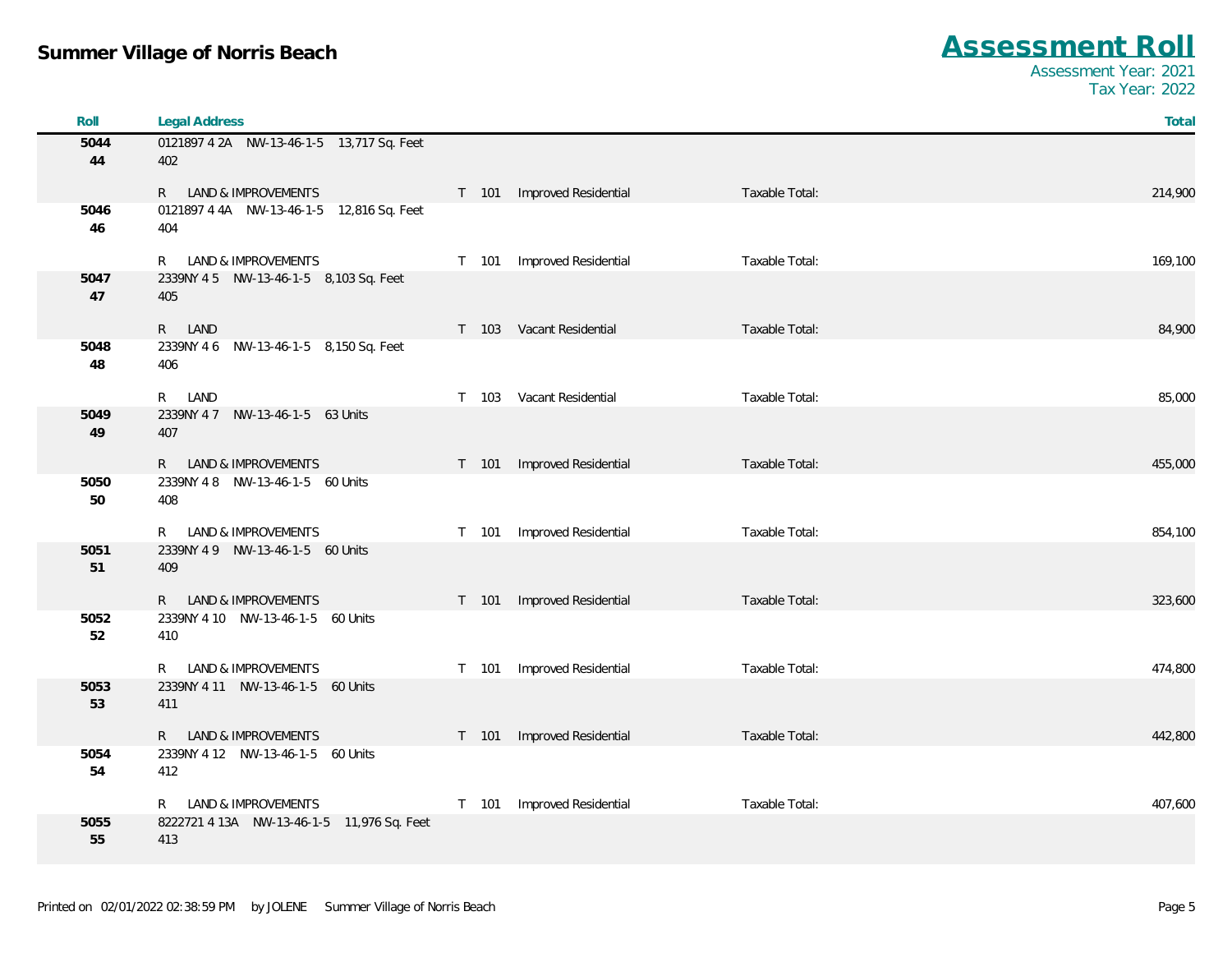# Summer Village of Norris Beach

## Assessment Roll

Assessment Year: 2021
Tax Year: 2022

| Roll | Legal Address | | | | Total |
|---|---|---|---|---|---|
| 5044 44 | 0121897 4 2A NW-13-46-1-5 13,717 Sq. Feet 402 | | | | |
| | R LAND & IMPROVEMENTS | T 101 | Improved Residential | Taxable Total: | 214,900 |
| 5046 46 | 0121897 4 4A NW-13-46-1-5 12,816 Sq. Feet 404 | | | | |
| | R LAND & IMPROVEMENTS | T 101 | Improved Residential | Taxable Total: | 169,100 |
| 5047 47 | 2339NY 4 5 NW-13-46-1-5 8,103 Sq. Feet 405 | | | | |
| | R LAND | T 103 | Vacant Residential | Taxable Total: | 84,900 |
| 5048 48 | 2339NY 4 6 NW-13-46-1-5 8,150 Sq. Feet 406 | | | | |
| | R LAND | T 103 | Vacant Residential | Taxable Total: | 85,000 |
| 5049 49 | 2339NY 4 7 NW-13-46-1-5 63 Units 407 | | | | |
| | R LAND & IMPROVEMENTS | T 101 | Improved Residential | Taxable Total: | 455,000 |
| 5050 50 | 2339NY 4 8 NW-13-46-1-5 60 Units 408 | | | | |
| | R LAND & IMPROVEMENTS | T 101 | Improved Residential | Taxable Total: | 854,100 |
| 5051 51 | 2339NY 4 9 NW-13-46-1-5 60 Units 409 | | | | |
| | R LAND & IMPROVEMENTS | T 101 | Improved Residential | Taxable Total: | 323,600 |
| 5052 52 | 2339NY 4 10 NW-13-46-1-5 60 Units 410 | | | | |
| | R LAND & IMPROVEMENTS | T 101 | Improved Residential | Taxable Total: | 474,800 |
| 5053 53 | 2339NY 4 11 NW-13-46-1-5 60 Units 411 | | | | |
| | R LAND & IMPROVEMENTS | T 101 | Improved Residential | Taxable Total: | 442,800 |
| 5054 54 | 2339NY 4 12 NW-13-46-1-5 60 Units 412 | | | | |
| | R LAND & IMPROVEMENTS | T 101 | Improved Residential | Taxable Total: | 407,600 |
| 5055 55 | 8222721 4 13A NW-13-46-1-5 11,976 Sq. Feet 413 | | | | |

Printed on 02/01/2022 02:38:59 PM by JOLENE Summer Village of Norris Beach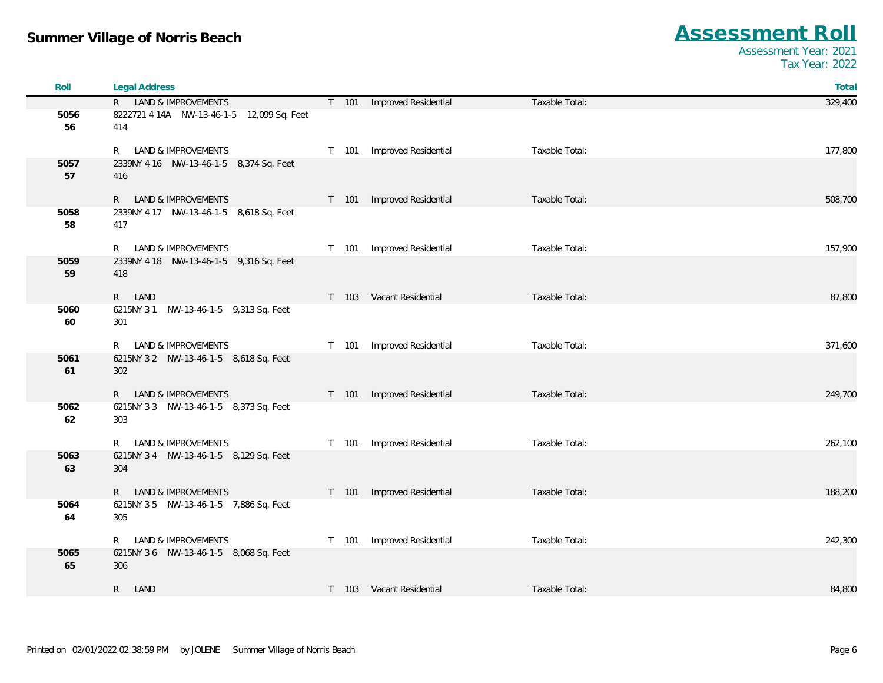| Roll | Legal Address | | | | Total |
|---|---|---|---|---|---|
| | R LAND & IMPROVEMENTS | T 101 | Improved Residential | Taxable Total: | 329,400 |
| 5056<br>56 | 8222721 4 14A NW-13-46-1-5 12,099 Sq. Feet<br>414 | | | | |
| | R LAND & IMPROVEMENTS | T 101 | Improved Residential | Taxable Total: | 177,800 |
| 5057<br>57 | 2339NY 4 16 NW-13-46-1-5 8,374 Sq. Feet<br>416 | | | | |
| | R LAND & IMPROVEMENTS | T 101 | Improved Residential | Taxable Total: | 508,700 |
| 5058<br>58 | 2339NY 4 17 NW-13-46-1-5 8,618 Sq. Feet<br>417 | | | | |
| | R LAND & IMPROVEMENTS | T 101 | Improved Residential | Taxable Total: | 157,900 |
| 5059<br>59 | 2339NY 4 18 NW-13-46-1-5 9,316 Sq. Feet<br>418 | | | | |
| | R LAND | T 103 | Vacant Residential | Taxable Total: | 87,800 |
| 5060<br>60 | 6215NY 3 1 NW-13-46-1-5 9,313 Sq. Feet<br>301 | | | | |
| | R LAND & IMPROVEMENTS | T 101 | Improved Residential | Taxable Total: | 371,600 |
| 5061<br>61 | 6215NY 3 2 NW-13-46-1-5 8,618 Sq. Feet<br>302 | | | | |
| | R LAND & IMPROVEMENTS | T 101 | Improved Residential | Taxable Total: | 249,700 |
| 5062<br>62 | 6215NY 3 3 NW-13-46-1-5 8,373 Sq. Feet<br>303 | | | | |
| | R LAND & IMPROVEMENTS | T 101 | Improved Residential | Taxable Total: | 262,100 |
| 5063<br>63 | 6215NY 3 4 NW-13-46-1-5 8,129 Sq. Feet<br>304 | | | | |
| | R LAND & IMPROVEMENTS | T 101 | Improved Residential | Taxable Total: | 188,200 |
| 5064<br>64 | 6215NY 3 5 NW-13-46-1-5 7,886 Sq. Feet<br>305 | | | | |
| | R LAND & IMPROVEMENTS | T 101 | Improved Residential | Taxable Total: | 242,300 |
| 5065<br>65 | 6215NY 3 6 NW-13-46-1-5 8,068 Sq. Feet<br>306 | | | | |
| | R LAND | T 103 | Vacant Residential | Taxable Total: | 84,800 |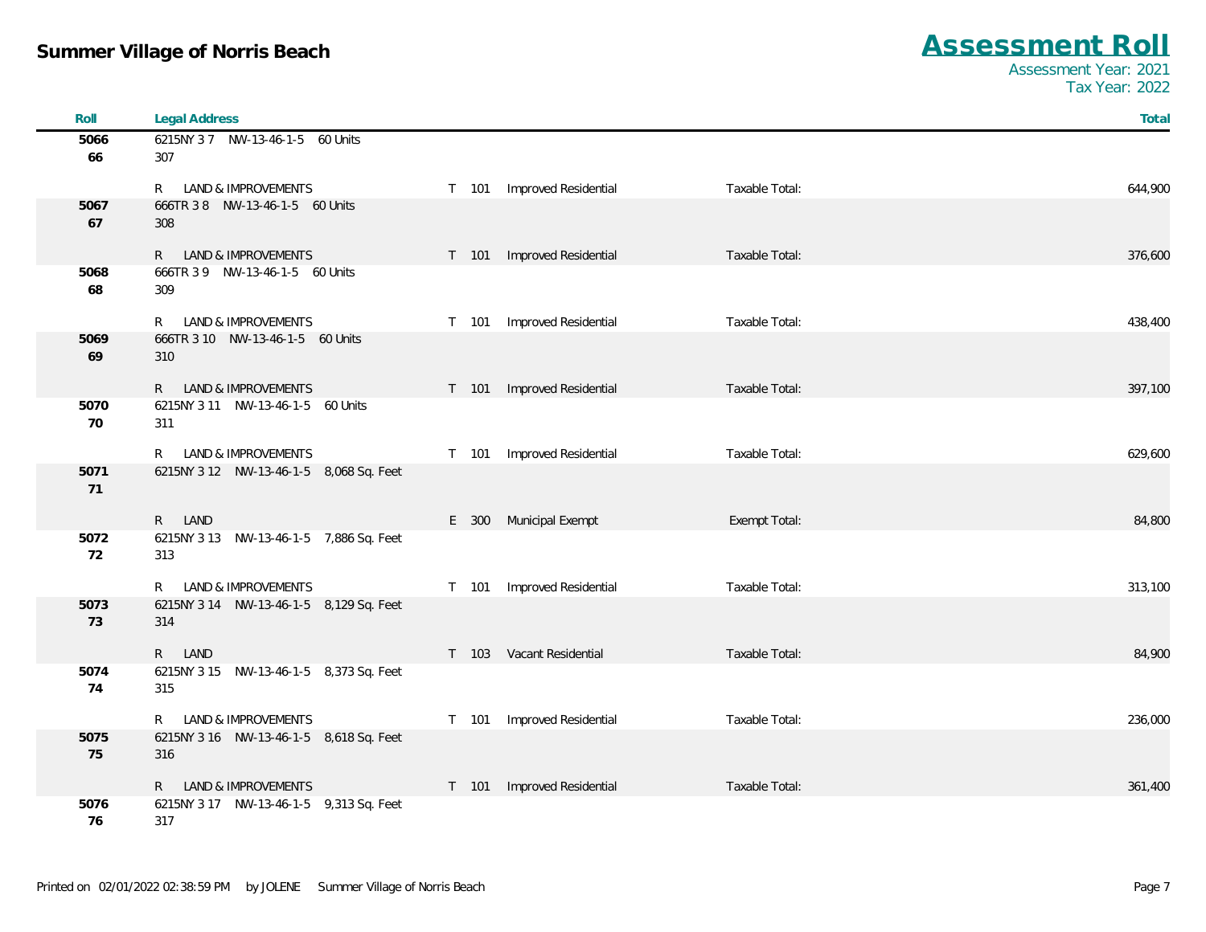**Summer Village of Norris Beach**

# Assessment Roll

Assessment Year: 2021
Tax Year: 2022

| Roll | Legal Address | | | | Total |
|---|---|---|---|---|---|
| 5066 66 | 6215NY 3 7 NW-13-46-1-5 60 Units 307 | | | | |
| | R LAND & IMPROVEMENTS | T 101 | Improved Residential | Taxable Total: | 644,900 |
| 5067 67 | 666TR 3 8 NW-13-46-1-5 60 Units 308 | | | | |
| | R LAND & IMPROVEMENTS | T 101 | Improved Residential | Taxable Total: | 376,600 |
| 5068 68 | 666TR 3 9 NW-13-46-1-5 60 Units 309 | | | | |
| | R LAND & IMPROVEMENTS | T 101 | Improved Residential | Taxable Total: | 438,400 |
| 5069 69 | 666TR 3 10 NW-13-46-1-5 60 Units 310 | | | | |
| | R LAND & IMPROVEMENTS | T 101 | Improved Residential | Taxable Total: | 397,100 |
| 5070 70 | 6215NY 3 11 NW-13-46-1-5 60 Units 311 | | | | |
| | R LAND & IMPROVEMENTS | T 101 | Improved Residential | Taxable Total: | 629,600 |
| 5071 71 | 6215NY 3 12 NW-13-46-1-5 8,068 Sq. Feet | | | | |
| | R LAND | E 300 | Municipal Exempt | Exempt Total: | 84,800 |
| 5072 72 | 6215NY 3 13 NW-13-46-1-5 7,886 Sq. Feet 313 | | | | |
| | R LAND & IMPROVEMENTS | T 101 | Improved Residential | Taxable Total: | 313,100 |
| 5073 73 | 6215NY 3 14 NW-13-46-1-5 8,129 Sq. Feet 314 | | | | |
| | R LAND | T 103 | Vacant Residential | Taxable Total: | 84,900 |
| 5074 74 | 6215NY 3 15 NW-13-46-1-5 8,373 Sq. Feet 315 | | | | |
| | R LAND & IMPROVEMENTS | T 101 | Improved Residential | Taxable Total: | 236,000 |
| 5075 75 | 6215NY 3 16 NW-13-46-1-5 8,618 Sq. Feet 316 | | | | |
| | R LAND & IMPROVEMENTS | T 101 | Improved Residential | Taxable Total: | 361,400 |
| 5076 76 | 6215NY 3 17 NW-13-46-1-5 9,313 Sq. Feet 317 | | | | |

Printed on 02/01/2022 02:38:59 PM by JOLENE Summer Village of Norris Beach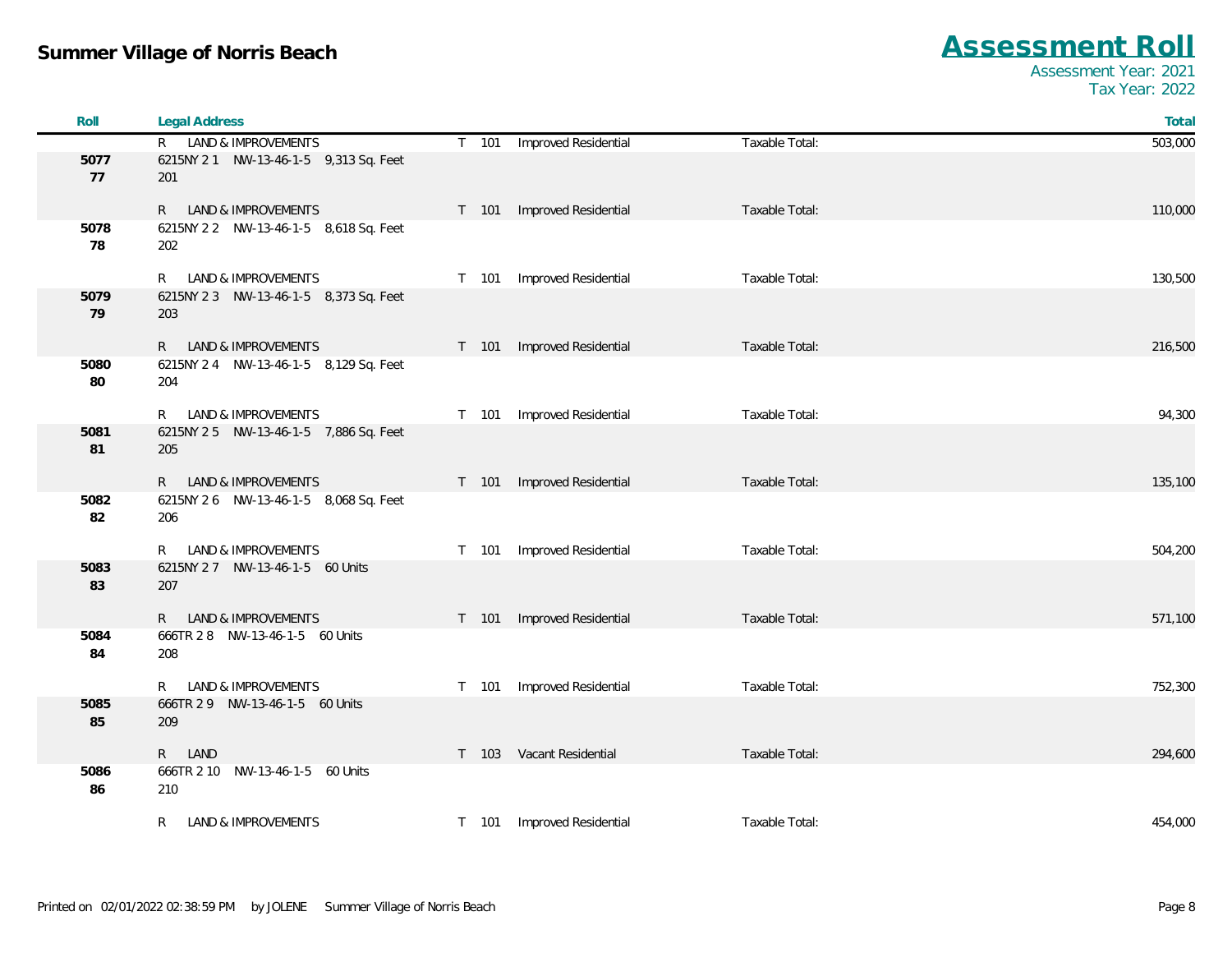# Summer Village of Norris Beach

## Assessment Roll

Assessment Year: 2021
Tax Year: 2022

| Roll | Legal Address | | | | Total |
|---|---|---|---|---|---|
| | R LAND & IMPROVEMENTS | T 101 | Improved Residential | Taxable Total: | 503,000 |
| 5077<br>77 | 6215NY 2 1 NW-13-46-1-5 9,313 Sq. Feet<br>201 | | | | |
| | R LAND & IMPROVEMENTS | T 101 | Improved Residential | Taxable Total: | 110,000 |
| 5078<br>78 | 6215NY 2 2 NW-13-46-1-5 8,618 Sq. Feet<br>202 | | | | |
| | R LAND & IMPROVEMENTS | T 101 | Improved Residential | Taxable Total: | 130,500 |
| 5079<br>79 | 6215NY 2 3 NW-13-46-1-5 8,373 Sq. Feet<br>203 | | | | |
| | R LAND & IMPROVEMENTS | T 101 | Improved Residential | Taxable Total: | 216,500 |
| 5080<br>80 | 6215NY 2 4 NW-13-46-1-5 8,129 Sq. Feet<br>204 | | | | |
| | R LAND & IMPROVEMENTS | T 101 | Improved Residential | Taxable Total: | 94,300 |
| 5081<br>81 | 6215NY 2 5 NW-13-46-1-5 7,886 Sq. Feet<br>205 | | | | |
| | R LAND & IMPROVEMENTS | T 101 | Improved Residential | Taxable Total: | 135,100 |
| 5082<br>82 | 6215NY 2 6 NW-13-46-1-5 8,068 Sq. Feet<br>206 | | | | |
| | R LAND & IMPROVEMENTS | T 101 | Improved Residential | Taxable Total: | 504,200 |
| 5083<br>83 | 6215NY 2 7 NW-13-46-1-5 60 Units<br>207 | | | | |
| | R LAND & IMPROVEMENTS | T 101 | Improved Residential | Taxable Total: | 571,100 |
| 5084<br>84 | 666TR 2 8 NW-13-46-1-5 60 Units<br>208 | | | | |
| | R LAND & IMPROVEMENTS | T 101 | Improved Residential | Taxable Total: | 752,300 |
| 5085<br>85 | 666TR 2 9 NW-13-46-1-5 60 Units<br>209 | | | | |
| | R LAND | T 103 | Vacant Residential | Taxable Total: | 294,600 |
| 5086<br>86 | 666TR 2 10 NW-13-46-1-5 60 Units<br>210 | | | | |
| | R LAND & IMPROVEMENTS | T 101 | Improved Residential | Taxable Total: | 454,000 |

Printed on 02/01/2022 02:38:59 PM by JOLENE Summer Village of Norris Beach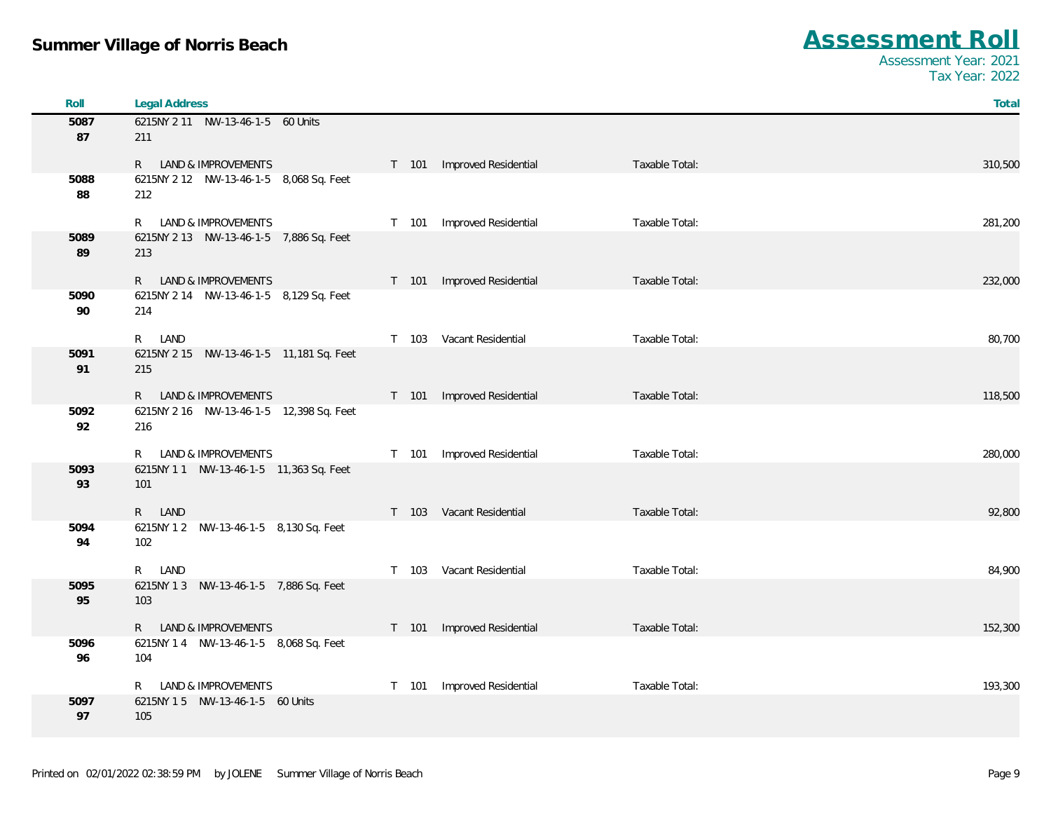**Summer Village of Norris Beach**

# Assessment Roll

Assessment Year: 2021
Tax Year: 2022

| Roll | Legal Address | | | | Total |
|---|---|---|---|---|---|
| 5087 87 | 6215NY 2 11 NW-13-46-1-5 60 Units 211 | | | | |
| | R LAND & IMPROVEMENTS | T 101 | Improved Residential | Taxable Total: | 310,500 |
| 5088 88 | 6215NY 2 12 NW-13-46-1-5 8,068 Sq. Feet 212 | | | | |
| | R LAND & IMPROVEMENTS | T 101 | Improved Residential | Taxable Total: | 281,200 |
| 5089 89 | 6215NY 2 13 NW-13-46-1-5 7,886 Sq. Feet 213 | | | | |
| | R LAND & IMPROVEMENTS | T 101 | Improved Residential | Taxable Total: | 232,000 |
| 5090 90 | 6215NY 2 14 NW-13-46-1-5 8,129 Sq. Feet 214 | | | | |
| | R LAND | T 103 | Vacant Residential | Taxable Total: | 80,700 |
| 5091 91 | 6215NY 2 15 NW-13-46-1-5 11,181 Sq. Feet 215 | | | | |
| | R LAND & IMPROVEMENTS | T 101 | Improved Residential | Taxable Total: | 118,500 |
| 5092 92 | 6215NY 2 16 NW-13-46-1-5 12,398 Sq. Feet 216 | | | | |
| | R LAND & IMPROVEMENTS | T 101 | Improved Residential | Taxable Total: | 280,000 |
| 5093 93 | 6215NY 1 1 NW-13-46-1-5 11,363 Sq. Feet 101 | | | | |
| | R LAND | T 103 | Vacant Residential | Taxable Total: | 92,800 |
| 5094 94 | 6215NY 1 2 NW-13-46-1-5 8,130 Sq. Feet 102 | | | | |
| | R LAND | T 103 | Vacant Residential | Taxable Total: | 84,900 |
| 5095 95 | 6215NY 1 3 NW-13-46-1-5 7,886 Sq. Feet 103 | | | | |
| | R LAND & IMPROVEMENTS | T 101 | Improved Residential | Taxable Total: | 152,300 |
| 5096 96 | 6215NY 1 4 NW-13-46-1-5 8,068 Sq. Feet 104 | | | | |
| | R LAND & IMPROVEMENTS | T 101 | Improved Residential | Taxable Total: | 193,300 |
| 5097 97 | 6215NY 1 5 NW-13-46-1-5 60 Units 105 | | | | |

Printed on 02/01/2022 02:38:59 PM by JOLENE Summer Village of Norris Beach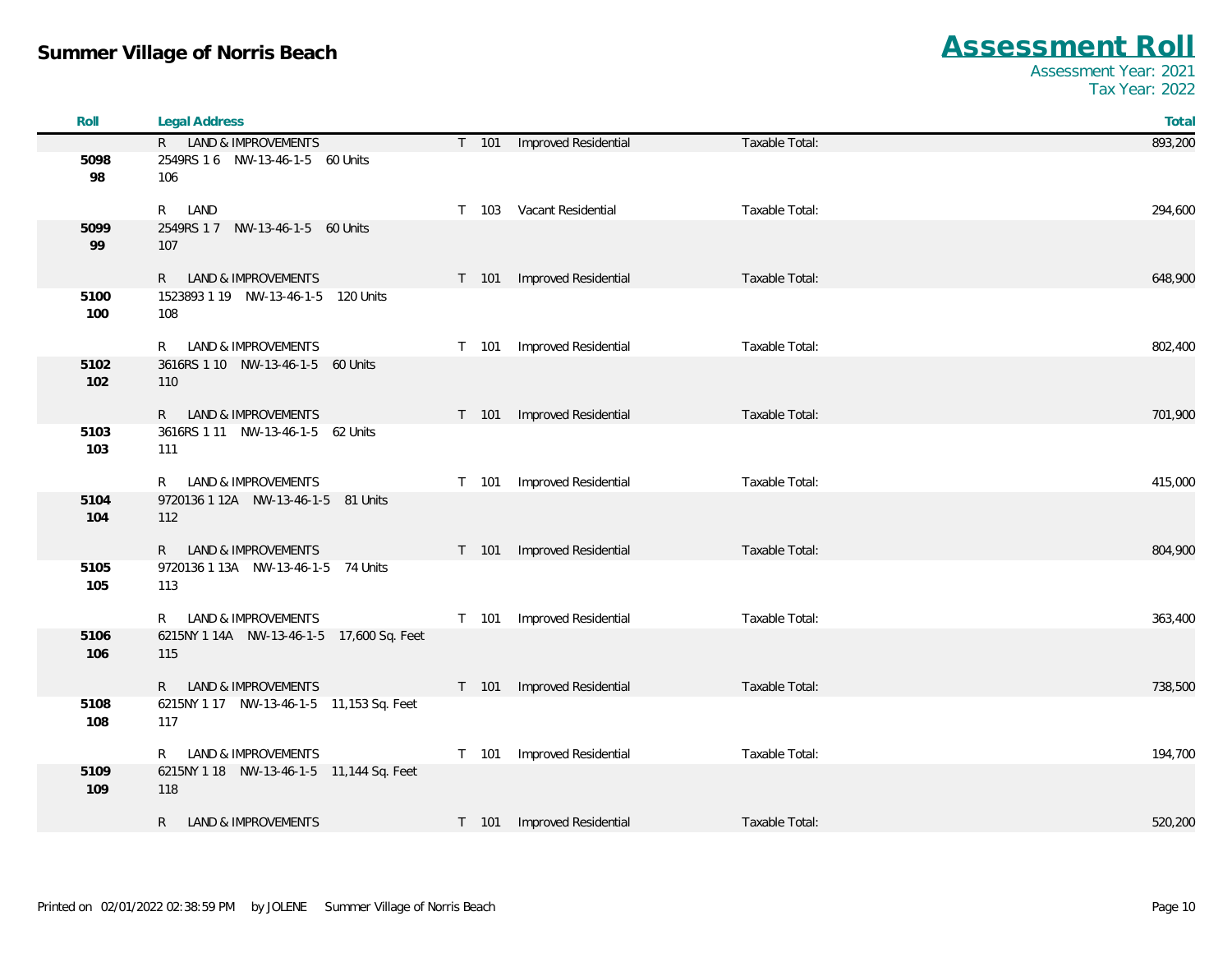# Summer Village of Norris Beach

## Assessment Roll

Assessment Year: 2021
Tax Year: 2022

| Roll | Legal Address | | | | Total |
|---|---|---|---|---|---|
| | R LAND & IMPROVEMENTS | T 101 | Improved Residential | Taxable Total: | 893,200 |
| 5098<br>98 | 2549RS 1 6 NW-13-46-1-5 60 Units<br>106 | | | | |
| | R LAND | T 103 | Vacant Residential | Taxable Total: | 294,600 |
| 5099<br>99 | 2549RS 1 7 NW-13-46-1-5 60 Units<br>107 | | | | |
| | R LAND & IMPROVEMENTS | T 101 | Improved Residential | Taxable Total: | 648,900 |
| 5100<br>100 | 1523893 1 19 NW-13-46-1-5 120 Units<br>108 | | | | |
| | R LAND & IMPROVEMENTS | T 101 | Improved Residential | Taxable Total: | 802,400 |
| 5102<br>102 | 3616RS 1 10 NW-13-46-1-5 60 Units<br>110 | | | | |
| | R LAND & IMPROVEMENTS | T 101 | Improved Residential | Taxable Total: | 701,900 |
| 5103<br>103 | 3616RS 1 11 NW-13-46-1-5 62 Units<br>111 | | | | |
| | R LAND & IMPROVEMENTS | T 101 | Improved Residential | Taxable Total: | 415,000 |
| 5104<br>104 | 9720136 1 12A NW-13-46-1-5 81 Units<br>112 | | | | |
| | R LAND & IMPROVEMENTS | T 101 | Improved Residential | Taxable Total: | 804,900 |
| 5105<br>105 | 9720136 1 13A NW-13-46-1-5 74 Units<br>113 | | | | |
| | R LAND & IMPROVEMENTS | T 101 | Improved Residential | Taxable Total: | 363,400 |
| 5106<br>106 | 6215NY 1 14A NW-13-46-1-5 17,600 Sq. Feet<br>115 | | | | |
| | R LAND & IMPROVEMENTS | T 101 | Improved Residential | Taxable Total: | 738,500 |
| 5108<br>108 | 6215NY 1 17 NW-13-46-1-5 11,153 Sq. Feet<br>117 | | | | |
| | R LAND & IMPROVEMENTS | T 101 | Improved Residential | Taxable Total: | 194,700 |
| 5109<br>109 | 6215NY 1 18 NW-13-46-1-5 11,144 Sq. Feet<br>118 | | | | |
| | R LAND & IMPROVEMENTS | T 101 | Improved Residential | Taxable Total: | 520,200 |

Printed on 02/01/2022 02:38:59 PM by JOLENE Summer Village of Norris Beach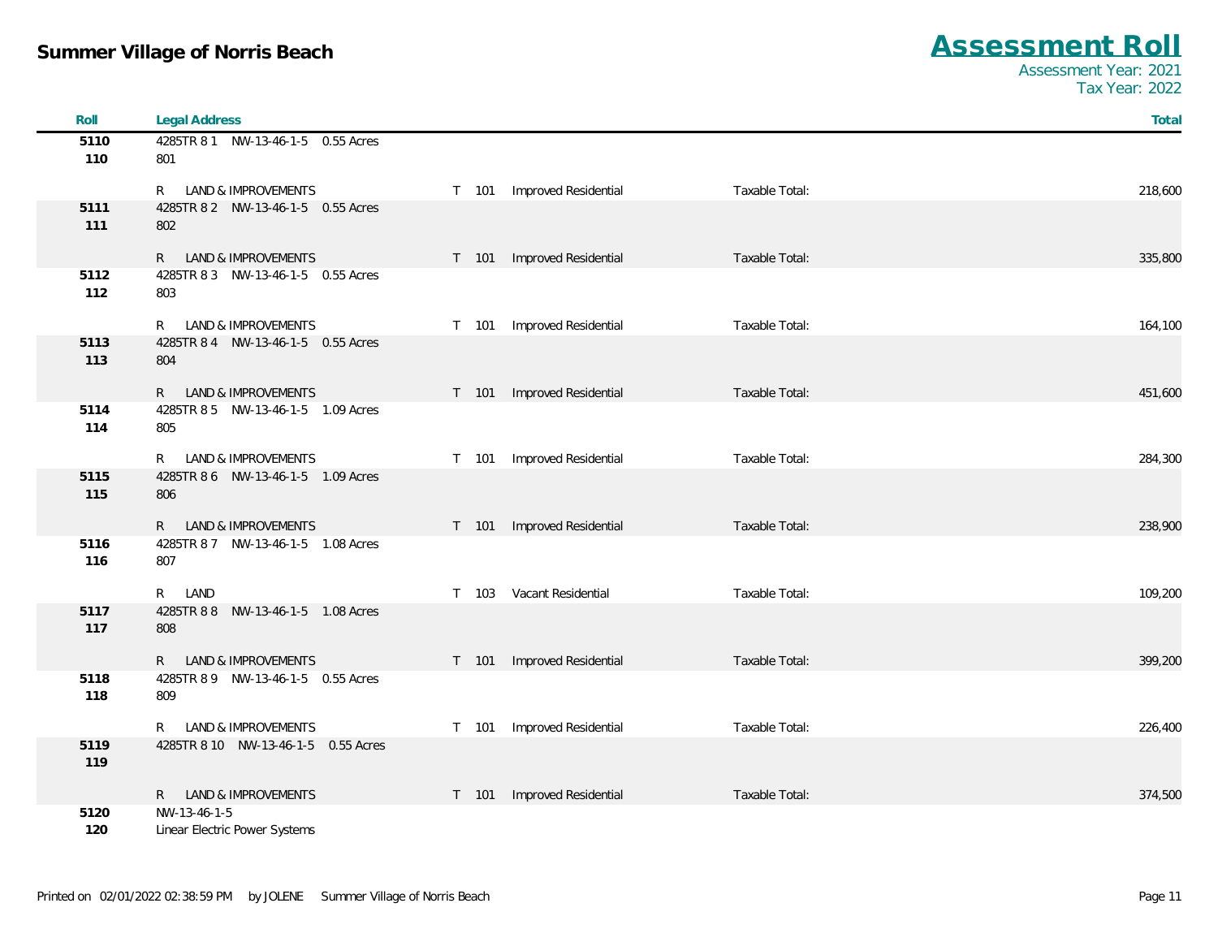**Summer Village of Norris Beach**

# Assessment Roll

Assessment Year: 2021
Tax Year: 2022

| Roll | Legal Address | | | | Total |
|---|---|---|---|---|---|
| 5110<br>110 | 4285TR 8 1 NW-13-46-1-5 0.55 Acres<br>801 | | | | |
| | R LAND & IMPROVEMENTS | T 101 | Improved Residential | Taxable Total: | 218,600 |
| 5111<br>111 | 4285TR 8 2 NW-13-46-1-5 0.55 Acres<br>802 | | | | |
| | R LAND & IMPROVEMENTS | T 101 | Improved Residential | Taxable Total: | 335,800 |
| 5112<br>112 | 4285TR 8 3 NW-13-46-1-5 0.55 Acres<br>803 | | | | |
| | R LAND & IMPROVEMENTS | T 101 | Improved Residential | Taxable Total: | 164,100 |
| 5113<br>113 | 4285TR 8 4 NW-13-46-1-5 0.55 Acres<br>804 | | | | |
| | R LAND & IMPROVEMENTS | T 101 | Improved Residential | Taxable Total: | 451,600 |
| 5114<br>114 | 4285TR 8 5 NW-13-46-1-5 1.09 Acres<br>805 | | | | |
| | R LAND & IMPROVEMENTS | T 101 | Improved Residential | Taxable Total: | 284,300 |
| 5115<br>115 | 4285TR 8 6 NW-13-46-1-5 1.09 Acres<br>806 | | | | |
| | R LAND & IMPROVEMENTS | T 101 | Improved Residential | Taxable Total: | 238,900 |
| 5116<br>116 | 4285TR 8 7 NW-13-46-1-5 1.08 Acres<br>807 | | | | |
| | R LAND | T 103 | Vacant Residential | Taxable Total: | 109,200 |
| 5117<br>117 | 4285TR 8 8 NW-13-46-1-5 1.08 Acres<br>808 | | | | |
| | R LAND & IMPROVEMENTS | T 101 | Improved Residential | Taxable Total: | 399,200 |
| 5118<br>118 | 4285TR 8 9 NW-13-46-1-5 0.55 Acres<br>809 | | | | |
| | R LAND & IMPROVEMENTS | T 101 | Improved Residential | Taxable Total: | 226,400 |
| 5119<br>119 | 4285TR 8 10 NW-13-46-1-5 0.55 Acres | | | | |
| | R LAND & IMPROVEMENTS | T 101 | Improved Residential | Taxable Total: | 374,500 |
| 5120<br>120 | NW-13-46-1-5<br>Linear Electric Power Systems | | | | |

Printed on 02/01/2022 02:38:59 PM by JOLENE Summer Village of Norris Beach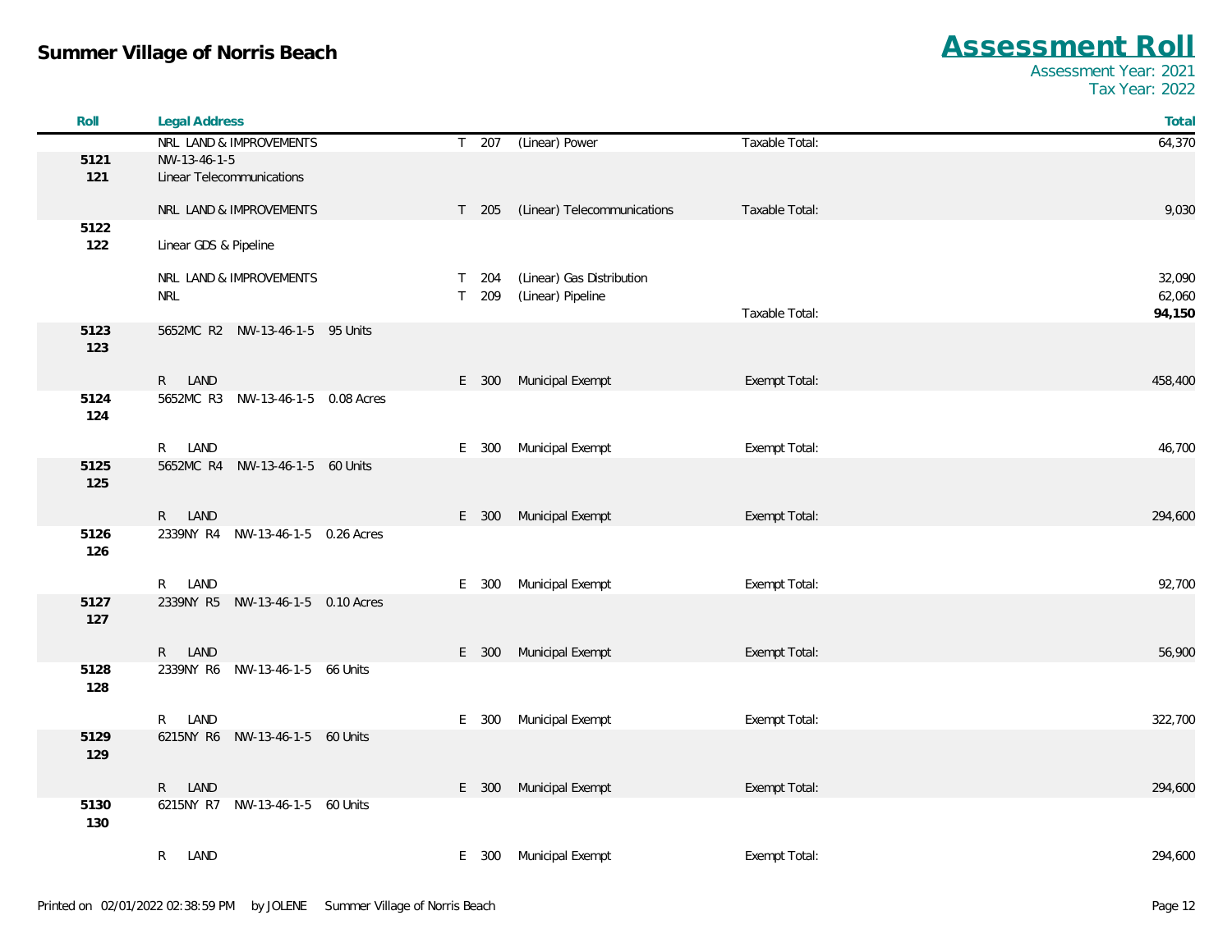# Summer Village of Norris Beach

## Assessment Roll

Assessment Year: 2021
Tax Year: 2022

| Roll | Legal Address | | | | | Total |
|---|---|---|---|---|---|---|
| | NRL LAND & IMPROVEMENTS | T | 207 | (Linear) Power | Taxable Total: | 64,370 |
| 5121<br>121 | NW-13-46-1-5<br>Linear Telecommunications | | | | | |
| | NRL LAND & IMPROVEMENTS | T | 205 | (Linear) Telecommunications | Taxable Total: | 9,030 |
| 5122<br>122 | Linear GDS & Pipeline | | | | | |
| | NRL LAND & IMPROVEMENTS | T | 204 | (Linear) Gas Distribution | | 32,090 |
| | NRL | T | 209 | (Linear) Pipeline | | 62,060 |
| | | | | | Taxable Total: | **94,150** |
| 5123<br>123 | 5652MC R2 NW-13-46-1-5 95 Units | | | | | |
| | R LAND | E | 300 | Municipal Exempt | Exempt Total: | 458,400 |
| 5124<br>124 | 5652MC R3 NW-13-46-1-5 0.08 Acres | | | | | |
| | R LAND | E | 300 | Municipal Exempt | Exempt Total: | 46,700 |
| 5125<br>125 | 5652MC R4 NW-13-46-1-5 60 Units | | | | | |
| | R LAND | E | 300 | Municipal Exempt | Exempt Total: | 294,600 |
| 5126<br>126 | 2339NY R4 NW-13-46-1-5 0.26 Acres | | | | | |
| | R LAND | E | 300 | Municipal Exempt | Exempt Total: | 92,700 |
| 5127<br>127 | 2339NY R5 NW-13-46-1-5 0.10 Acres | | | | | |
| | R LAND | E | 300 | Municipal Exempt | Exempt Total: | 56,900 |
| 5128<br>128 | 2339NY R6 NW-13-46-1-5 66 Units | | | | | |
| | R LAND | E | 300 | Municipal Exempt | Exempt Total: | 322,700 |
| 5129<br>129 | 6215NY R6 NW-13-46-1-5 60 Units | | | | | |
| | R LAND | E | 300 | Municipal Exempt | Exempt Total: | 294,600 |
| 5130<br>130 | 6215NY R7 NW-13-46-1-5 60 Units | | | | | |
| | R LAND | E | 300 | Municipal Exempt | Exempt Total: | 294,600 |

Printed on 02/01/2022 02:38:59 PM by JOLENE Summer Village of Norris Beach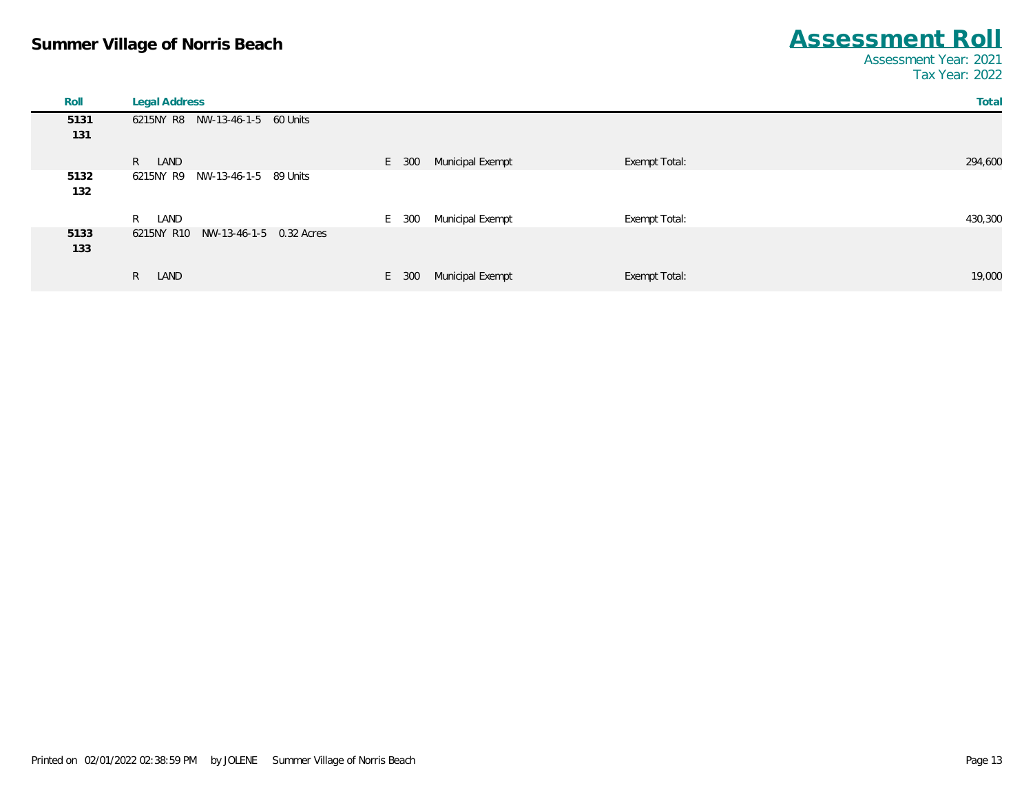**Summer Village of Norris Beach**

# Assessment Roll

Assessment Year: 2021
Tax Year: 2022

| Roll | Legal Address | | | | Total |
|---|---|---|---|---|---|
| 5131<br>131 | 6215NY R8 NW-13-46-1-5 60 Units | | | | |
| | R LAND | E 300 | Municipal Exempt | Exempt Total: | 294,600 |
| 5132<br>132 | 6215NY R9 NW-13-46-1-5 89 Units | | | | |
| | R LAND | E 300 | Municipal Exempt | Exempt Total: | 430,300 |
| 5133<br>133 | 6215NY R10 NW-13-46-1-5 0.32 Acres | | | | |
| | R LAND | E 300 | Municipal Exempt | Exempt Total: | 19,000 |

Printed on 02/01/2022 02:38:59 PM by JOLENE Summer Village of Norris Beach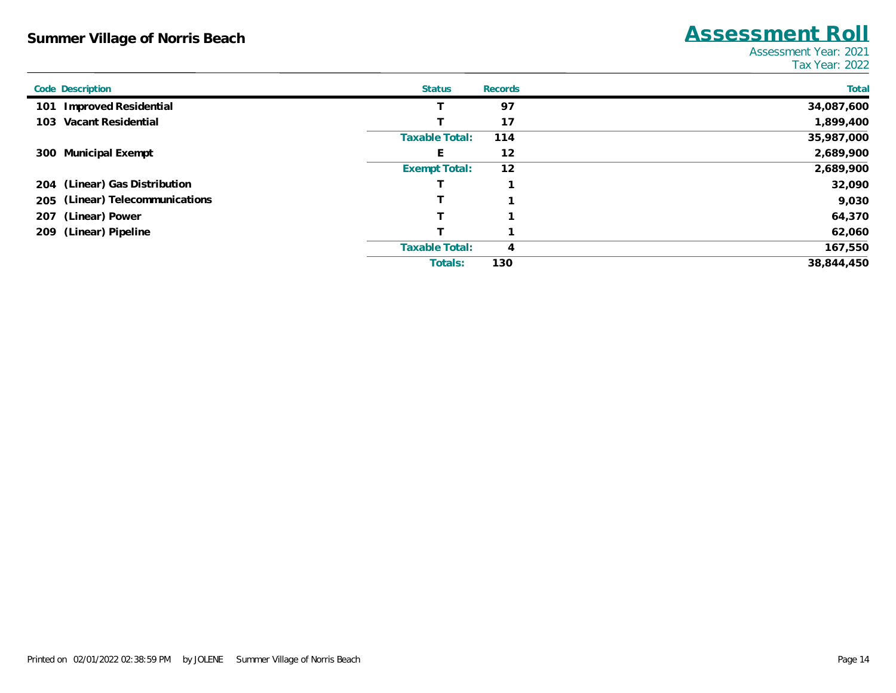**Summer Village of Norris Beach**

# Assessment Roll

Assessment Year: 2021
Tax Year: 2022

| Code | Description | Status | Records | Total |
|---|---|---|---|---|
| 101 | Improved Residential | T | 97 | 34,087,600 |
| 103 | Vacant Residential | T | 17 | 1,899,400 |
| | | Taxable Total: | 114 | 35,987,000 |
| 300 | Municipal Exempt | E | 12 | 2,689,900 |
| | | Exempt Total: | 12 | 2,689,900 |
| 204 | (Linear) Gas Distribution | T | 1 | 32,090 |
| 205 | (Linear) Telecommunications | T | 1 | 9,030 |
| 207 | (Linear) Power | T | 1 | 64,370 |
| 209 | (Linear) Pipeline | T | 1 | 62,060 |
| | | Taxable Total: | 4 | 167,550 |
| | | Totals: | 130 | 38,844,450 |

Printed on 02/01/2022 02:38:59 PM by JOLENE Summer Village of Norris Beach